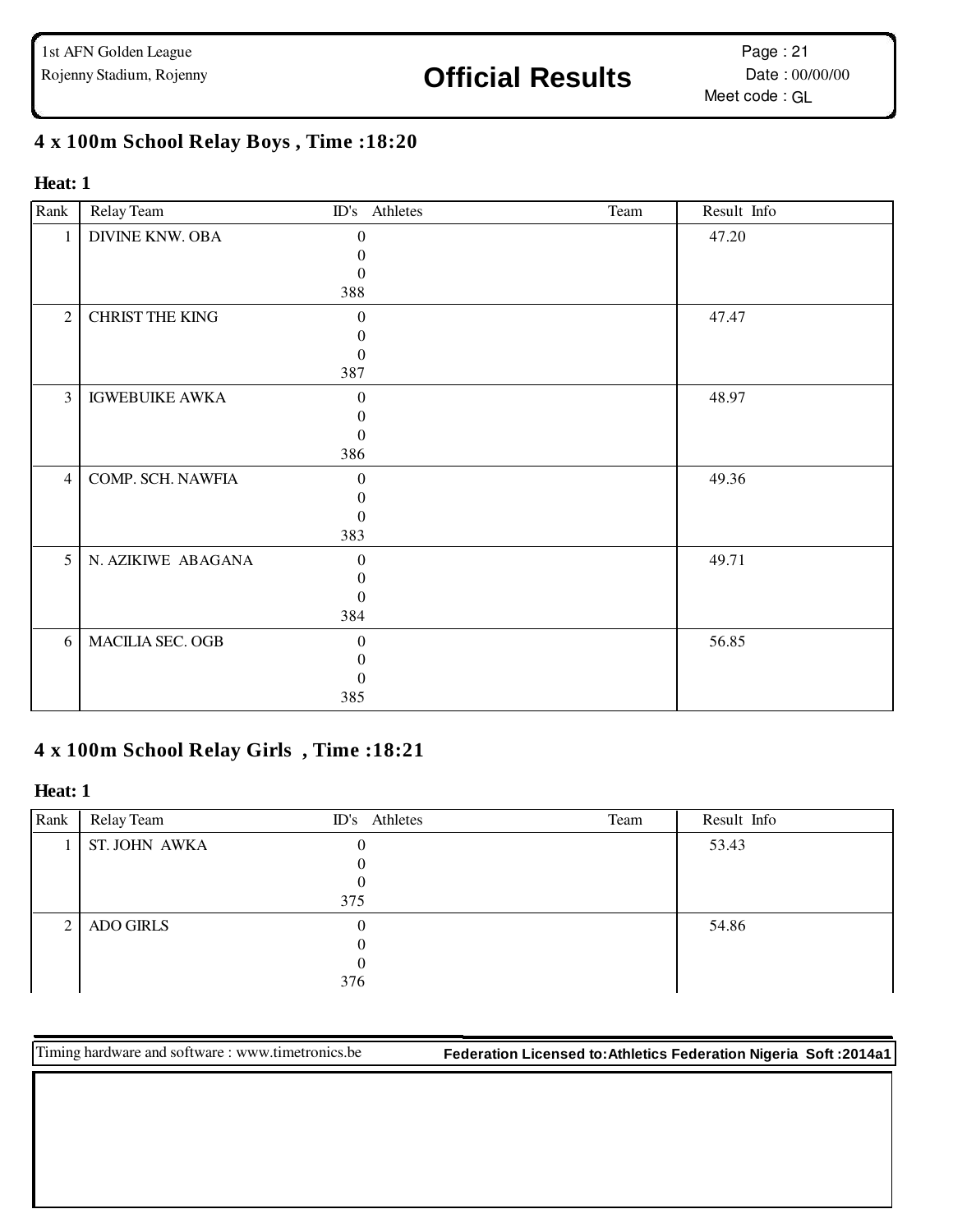1st AFN Golden League
Rojenny Stadium, Rojenny

# Official Results

Date : 00/00/00
Meet code : GL

## 4 x 100m School Relay Boys , Time :18:20

**Heat: 1**

| Rank | Relay Team | ID's | Athletes | Team | Result | Info |
|---|---|---|---|---|---|---|
| 1 | DIVINE KNW. OBA | 0<br>0<br>0<br>388 | | | 47.20 | |
| 2 | CHRIST THE KING | 0<br>0<br>0<br>387 | | | 47.47 | |
| 3 | IGWEBUIKE AWKA | 0<br>0<br>0<br>386 | | | 48.97 | |
| 4 | COMP. SCH. NAWFIA | 0<br>0<br>0<br>383 | | | 49.36 | |
| 5 | N. AZIKIWE ABAGANA | 0<br>0<br>0<br>384 | | | 49.71 | |
| 6 | MACILIA SEC. OGB | 0<br>0<br>0<br>385 | | | 56.85 | |

## 4 x 100m School Relay Girls , Time :18:21

**Heat: 1**

| Rank | Relay Team | ID's | Athletes | Team | Result | Info |
|---|---|---|---|---|---|---|
| 1 | ST. JOHN AWKA | 0<br>0<br>0<br>375 | | | 53.43 | |
| 2 | ADO GIRLS | 0<br>0<br>0<br>376 | | | 54.86 | |

Timing hardware and software : www.timetronics.be

**Federation Licensed to:Athletics Federation Nigeria Soft :2014a1**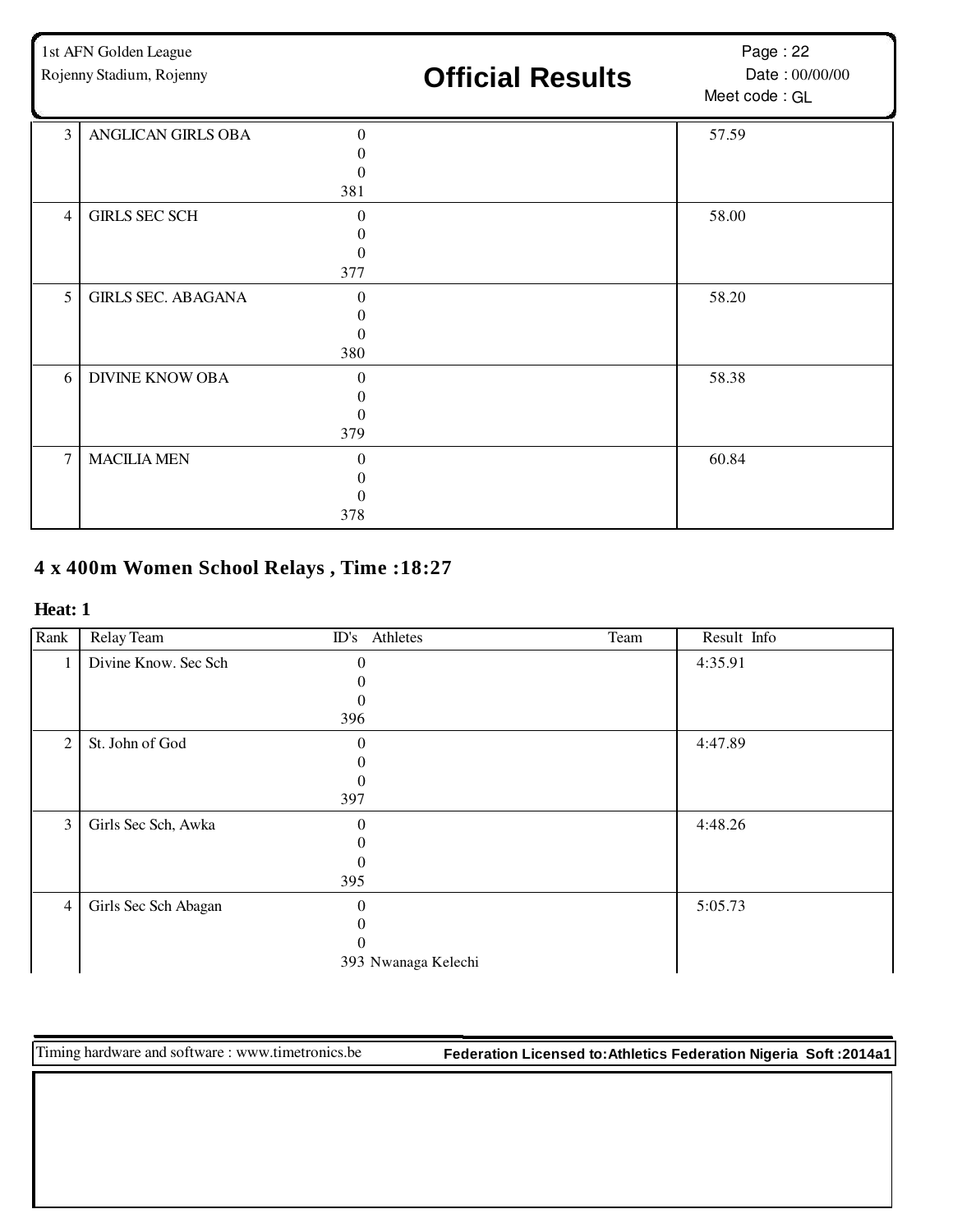| | | | | | |
|---|---|---|---|---|---|
| 3 | ANGLICAN GIRLS OBA | 0<br>0<br>0<br>381 | | | 57.59 |
| 4 | GIRLS SEC SCH | 0<br>0<br>0<br>377 | | | 58.00 |
| 5 | GIRLS SEC. ABAGANA | 0<br>0<br>0<br>380 | | | 58.20 |
| 6 | DIVINE KNOW OBA | 0<br>0<br>0<br>379 | | | 58.38 |
| 7 | MACILIA MEN | 0<br>0<br>0<br>378 | | | 60.84 |

## 4 x 400m Women School Relays , Time :18:27

### Heat: 1

| Rank | Relay Team | ID's | Athletes | Team | Result Info |
|---|---|---|---|---|---|
| 1 | Divine Know. Sec Sch | 0<br>0<br>0<br>396 | | | 4:35.91 |
| 2 | St. John of God | 0<br>0<br>0<br>397 | | | 4:47.89 |
| 3 | Girls Sec Sch, Awka | 0<br>0<br>0<br>395 | | | 4:48.26 |
| 4 | Girls Sec Sch Abagan | 0<br>0<br>0<br>393 | <br><br><br>Nwanaga Kelechi | | 5:05.73 |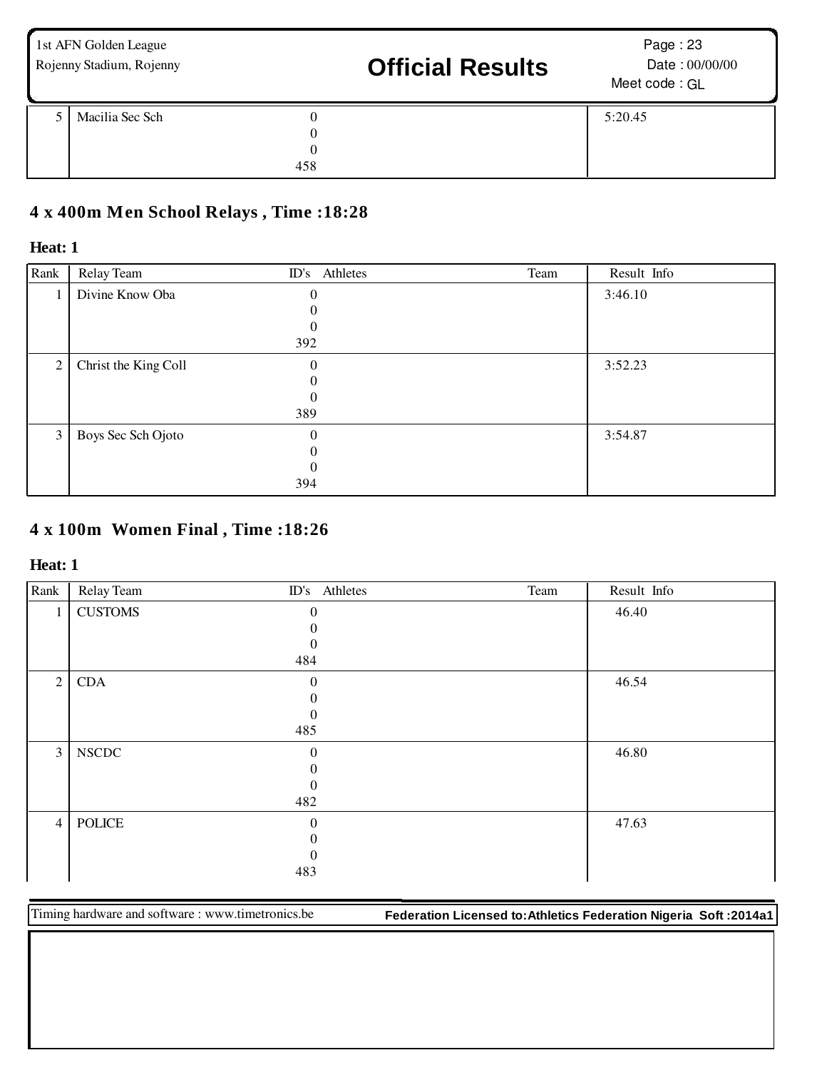| | | | | | |
|---|---|---|---|---|---|
| 5 | Macilia Sec Sch | 0<br>0<br>0<br>458 | | | 5:20.45 |

## 4 x 400m Men School Relays , Time :18:28

**Heat: 1**

| Rank | Relay Team | ID's | Athletes | Team | Result Info |
|---|---|---|---|---|---|
| 1 | Divine Know Oba | 0<br>0<br>0<br>392 | | | 3:46.10 |
| 2 | Christ the King Coll | 0<br>0<br>0<br>389 | | | 3:52.23 |
| 3 | Boys Sec Sch Ojoto | 0<br>0<br>0<br>394 | | | 3:54.87 |

## 4 x 100m Women Final , Time :18:26

**Heat: 1**

| Rank | Relay Team | ID's | Athletes | Team | Result Info |
|---|---|---|---|---|---|
| 1 | CUSTOMS | 0<br>0<br>0<br>484 | | | 46.40 |
| 2 | CDA | 0<br>0<br>0<br>485 | | | 46.54 |
| 3 | NSCDC | 0<br>0<br>0<br>482 | | | 46.80 |
| 4 | POLICE | 0<br>0<br>0<br>483 | | | 47.63 |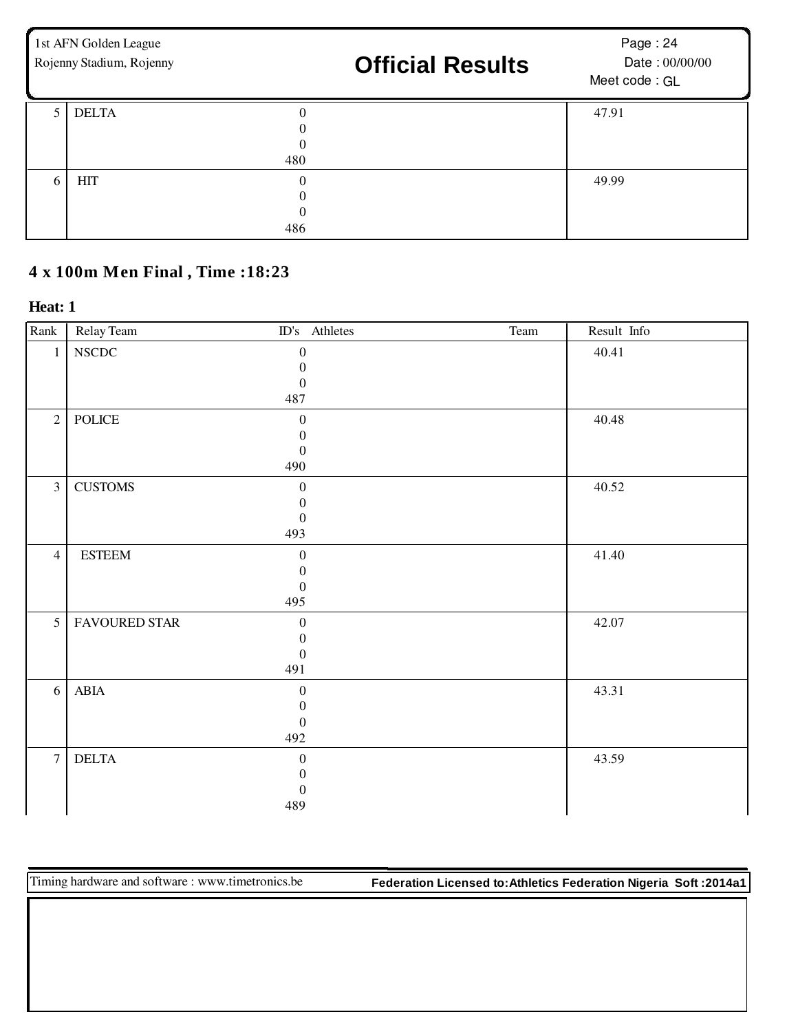| | | | |
|---|---|---|---|
| 5 | DELTA | 0<br>0<br>0<br>480 | 47.91 |
| 6 | HIT | 0<br>0<br>0<br>486 | 49.99 |

**4 x 100m Men Final , Time :18:23**

**Heat: 1**

| Rank | Relay Team | ID's Athletes Team | Result Info |
|---|---|---|---|
| 1 | NSCDC | 0<br>0<br>0<br>487 | 40.41 |
| 2 | POLICE | 0<br>0<br>0<br>490 | 40.48 |
| 3 | CUSTOMS | 0<br>0<br>0<br>493 | 40.52 |
| 4 | ESTEEM | 0<br>0<br>0<br>495 | 41.40 |
| 5 | FAVOURED STAR | 0<br>0<br>0<br>491 | 42.07 |
| 6 | ABIA | 0<br>0<br>0<br>492 | 43.31 |
| 7 | DELTA | 0<br>0<br>0<br>489 | 43.59 |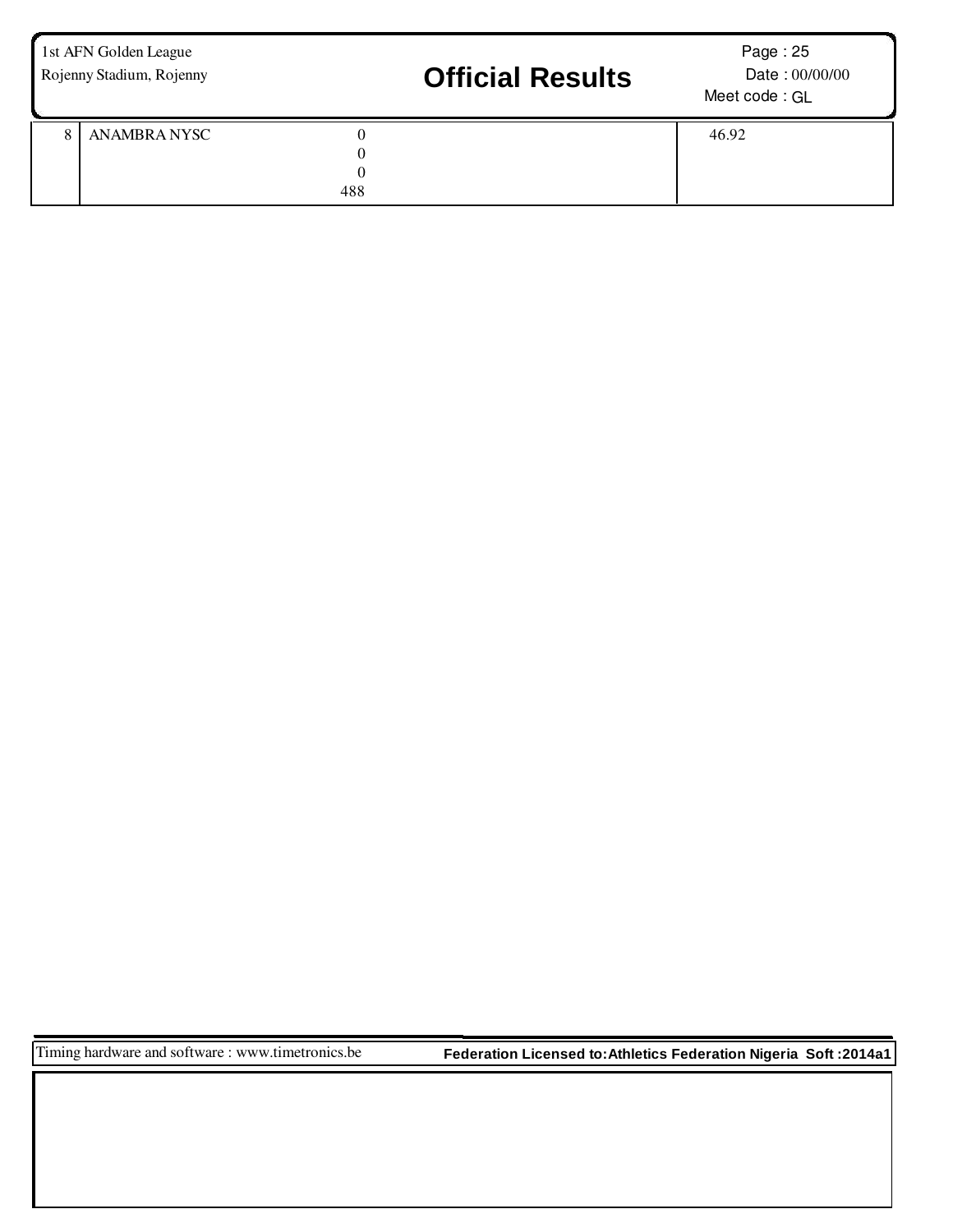| | | | |
|---|---|---|---|
| 8 | ANAMBRA NYSC | 0<br>0<br>0<br>488 | 46.92 |